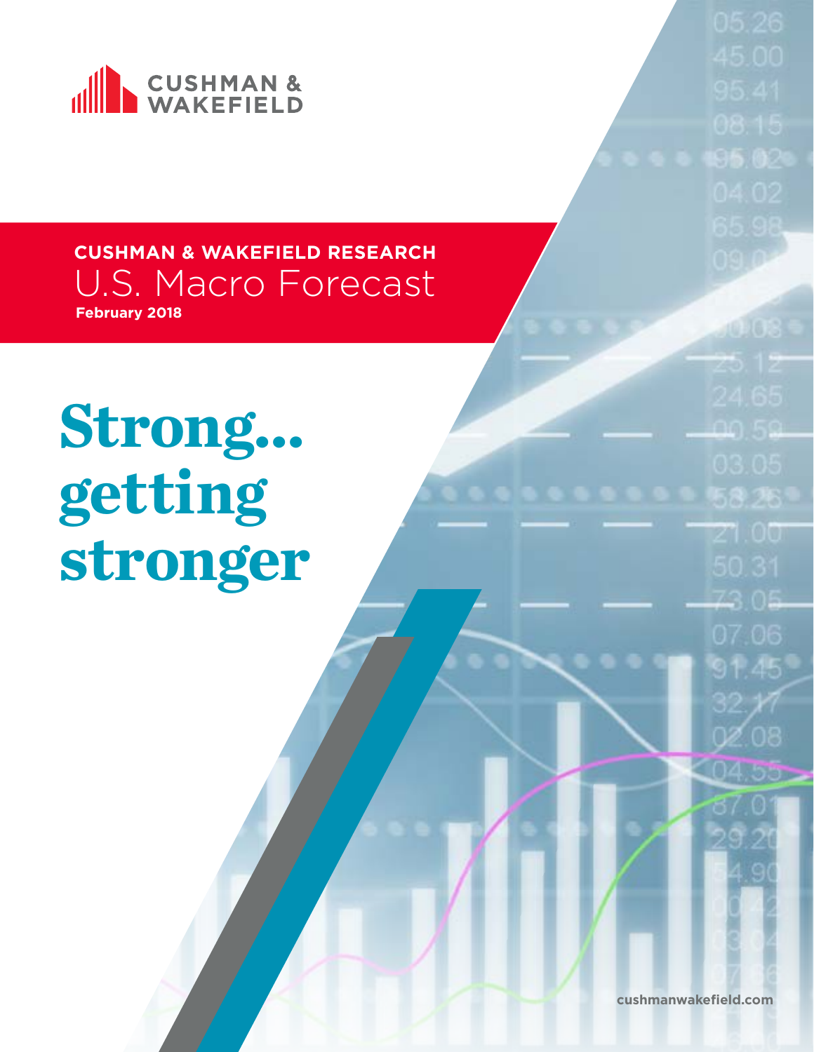CUSHMAN & WAKEFIELD

**CUSHMAN & WAKEFIELD RESEARCH**

# U.S. Macro Forecast

**February 2018**

# Strong... getting stronger

cushmanwakefield.com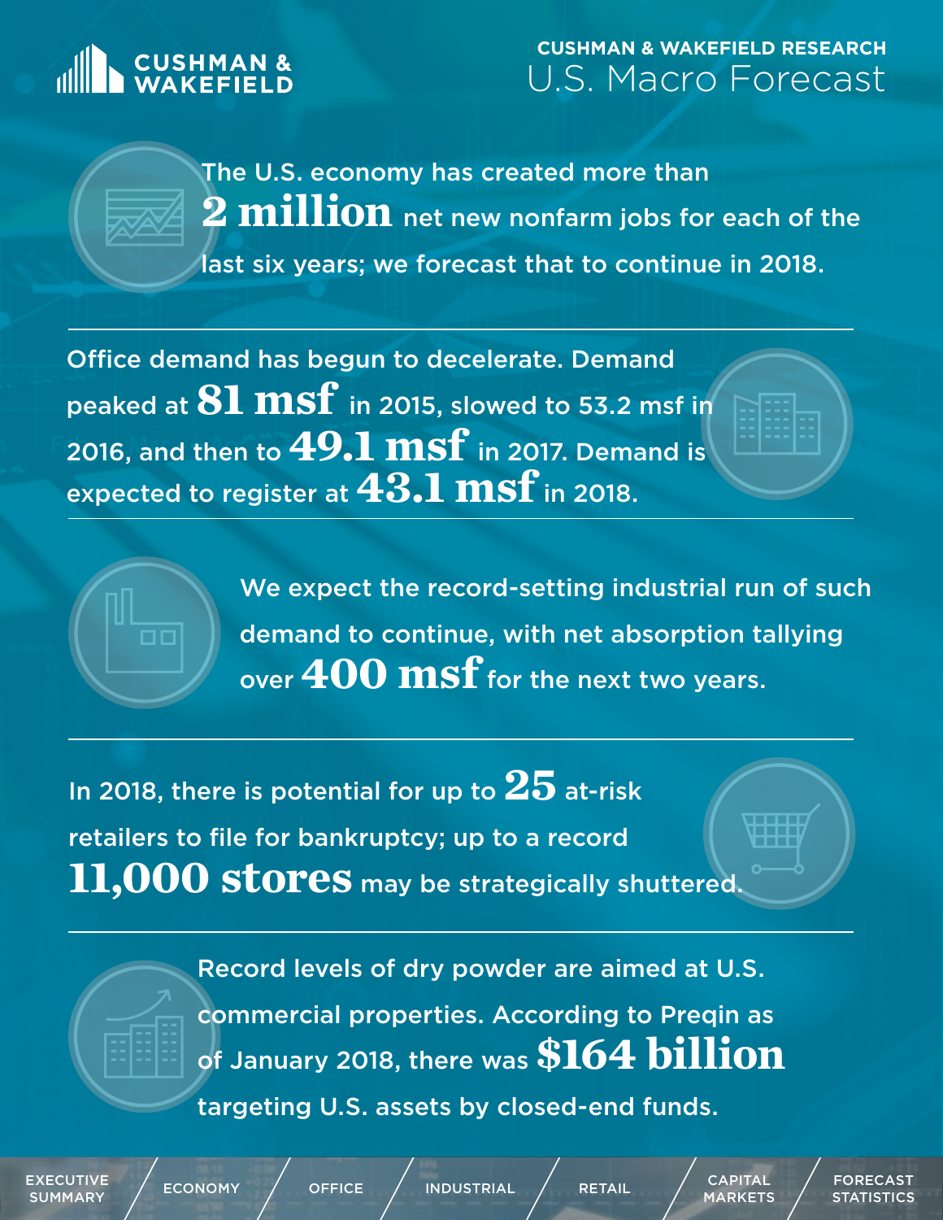# CUSHMAN & WAKEFIELD RESEARCH

## U.S. Macro Forecast

The U.S. economy has created more than **2 million** net new nonfarm jobs for each of the last six years; we forecast that to continue in 2018.

Office demand has begun to decelerate. Demand peaked at **81 msf** in 2015, slowed to 53.2 msf in 2016, and then to **49.1 msf** in 2017. Demand is expected to register at **43.1 msf** in 2018.

We expect the record-setting industrial run of such demand to continue, with net absorption tallying over **400 msf** for the next two years.

In 2018, there is potential for up to **25** at-risk retailers to file for bankruptcy; up to a record **11,000 stores** may be strategically shuttered.

Record levels of dry powder are aimed at U.S. commercial properties. According to Preqin as of January 2018, there was **$164 billion** targeting U.S. assets by closed-end funds.

EXECUTIVE SUMMARY | ECONOMY | OFFICE | INDUSTRIAL | RETAIL | CAPITAL MARKETS | FORECAST STATISTICS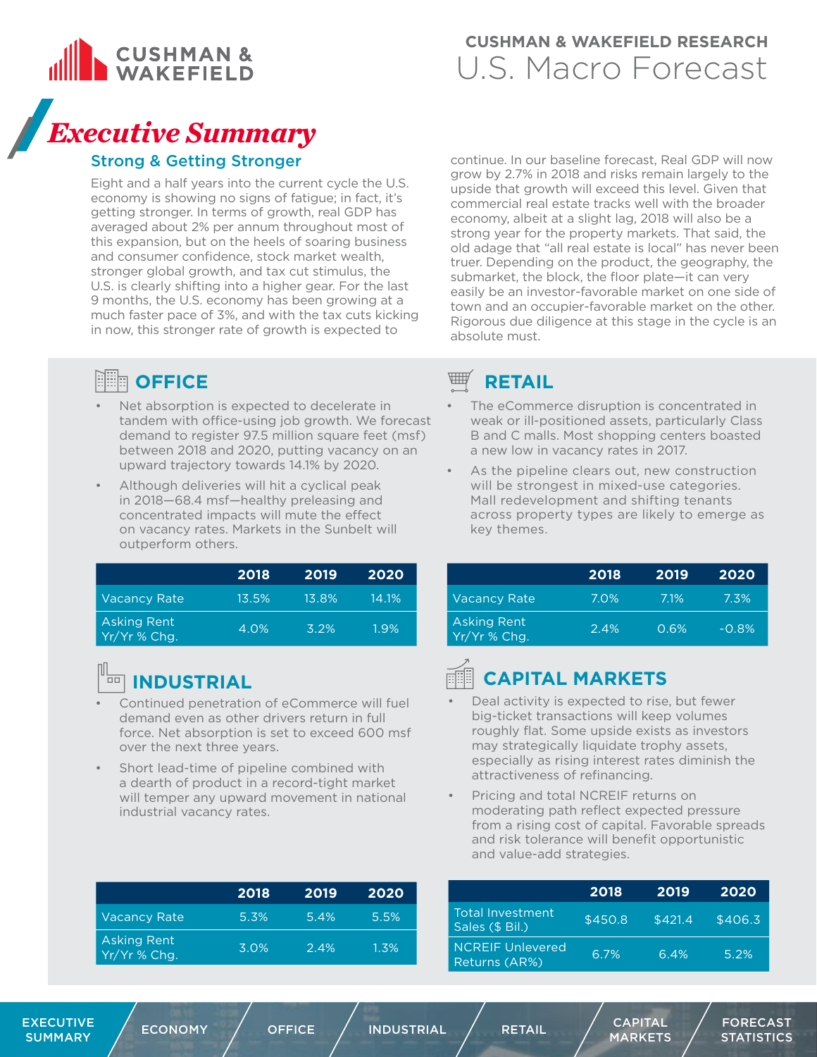# Executive Summary

## Strong & Getting Stronger

Eight and a half years into the current cycle the U.S. economy is showing no signs of fatigue; in fact, it's getting stronger. In terms of growth, real GDP has averaged about 2% per annum throughout most of this expansion, but on the heels of soaring business and consumer confidence, stock market wealth, stronger global growth, and tax cut stimulus, the U.S. is clearly shifting into a higher gear. For the last 9 months, the U.S. economy has been growing at a much faster pace of 3%, and with the tax cuts kicking in now, this stronger rate of growth is expected to continue. In our baseline forecast, Real GDP will now grow by 2.7% in 2018 and risks remain largely to the upside that growth will exceed this level. Given that commercial real estate tracks well with the broader economy, albeit at a slight lag, 2018 will also be a strong year for the property markets. That said, the old adage that "all real estate is local" has never been truer. Depending on the product, the geography, the submarket, the block, the floor plate—it can very easily be an investor-favorable market on one side of town and an occupier-favorable market on the other. Rigorous due diligence at this stage in the cycle is an absolute must.

## OFFICE

- Net absorption is expected to decelerate in tandem with office-using job growth. We forecast demand to register 97.5 million square feet (msf) between 2018 and 2020, putting vacancy on an upward trajectory towards 14.1% by 2020.
- Although deliveries will hit a cyclical peak in 2018—68.4 msf—healthy preleasing and concentrated impacts will mute the effect on vacancy rates. Markets in the Sunbelt will outperform others.

| | 2018 | 2019 | 2020 |
|---|---|---|---|
| Vacancy Rate | 13.5% | 13.8% | 14.1% |
| Asking Rent Yr/Yr % Chg. | 4.0% | 3.2% | 1.9% |

## RETAIL

- The eCommerce disruption is concentrated in weak or ill-positioned assets, particularly Class B and C malls. Most shopping centers boasted a new low in vacancy rates in 2017.
- As the pipeline clears out, new construction will be strongest in mixed-use categories. Mall redevelopment and shifting tenants across property types are likely to emerge as key themes.

| | 2018 | 2019 | 2020 |
|---|---|---|---|
| Vacancy Rate | 7.0% | 7.1% | 7.3% |
| Asking Rent Yr/Yr % Chg. | 2.4% | 0.6% | -0.8% |

## INDUSTRIAL

- Continued penetration of eCommerce will fuel demand even as other drivers return in full force. Net absorption is set to exceed 600 msf over the next three years.
- Short lead-time of pipeline combined with a dearth of product in a record-tight market will temper any upward movement in national industrial vacancy rates.

| | 2018 | 2019 | 2020 |
|---|---|---|---|
| Vacancy Rate | 5.3% | 5.4% | 5.5% |
| Asking Rent Yr/Yr % Chg. | 3.0% | 2.4% | 1.3% |

## CAPITAL MARKETS

- Deal activity is expected to rise, but fewer big-ticket transactions will keep volumes roughly flat. Some upside exists as investors may strategically liquidate trophy assets, especially as rising interest rates diminish the attractiveness of refinancing.
- Pricing and total NCREIF returns on moderating path reflect expected pressure from a rising cost of capital. Favorable spreads and risk tolerance will benefit opportunistic and value-add strategies.

| | 2018 | 2019 | 2020 |
|---|---|---|---|
| Total Investment Sales ($ Bil.) | $450.8 | $421.4 | $406.3 |
| NCREIF Unlevered Returns (AR%) | 6.7% | 6.4% | 5.2% |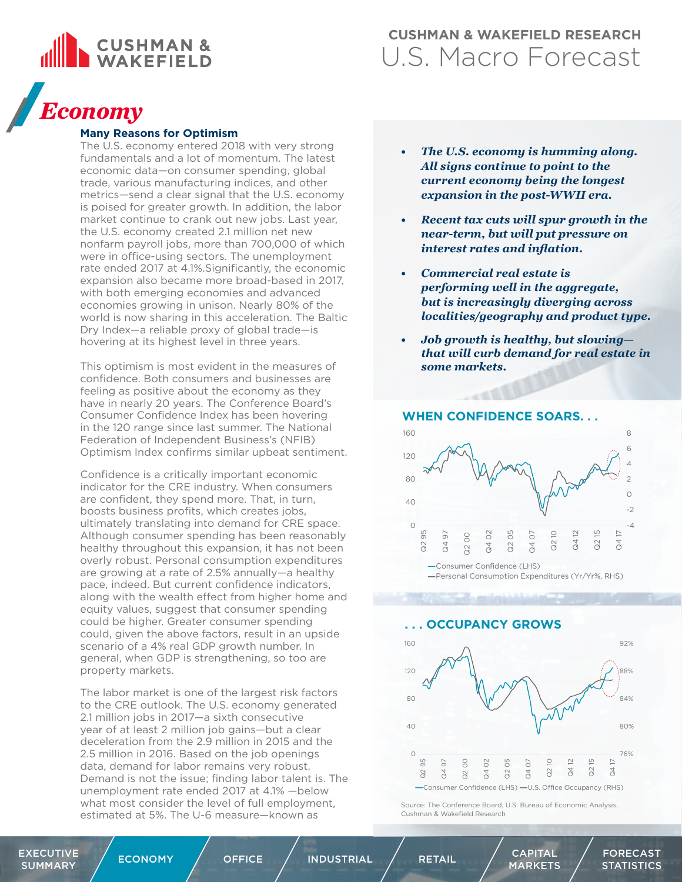# CUSHMAN & WAKEFIELD RESEARCH
# U.S. Macro Forecast

## Economy

### Many Reasons for Optimism

The U.S. economy entered 2018 with very strong fundamentals and a lot of momentum. The latest economic data—on consumer spending, global trade, various manufacturing indices, and other metrics—send a clear signal that the U.S. economy is poised for greater growth. In addition, the labor market continue to crank out new jobs. Last year, the U.S. economy created 2.1 million net new nonfarm payroll jobs, more than 700,000 of which were in office-using sectors. The unemployment rate ended 2017 at 4.1%.Significantly, the economic expansion also became more broad-based in 2017, with both emerging economies and advanced economies growing in unison. Nearly 80% of the world is now sharing in this acceleration. The Baltic Dry Index—a reliable proxy of global trade—is hovering at its highest level in three years.

This optimism is most evident in the measures of confidence. Both consumers and businesses are feeling as positive about the economy as they have in nearly 20 years. The Conference Board's Consumer Confidence Index has been hovering in the 120 range since last summer. The National Federation of Independent Business's (NFIB) Optimism Index confirms similar upbeat sentiment.

Confidence is a critically important economic indicator for the CRE industry. When consumers are confident, they spend more. That, in turn, boosts business profits, which creates jobs, ultimately translating into demand for CRE space. Although consumer spending has been reasonably healthy throughout this expansion, it has not been overly robust. Personal consumption expenditures are growing at a rate of 2.5% annually—a healthy pace, indeed. But current confidence indicators, along with the wealth effect from higher home and equity values, suggest that consumer spending could be higher. Greater consumer spending could, given the above factors, result in an upside scenario of a 4% real GDP growth number. In general, when GDP is strengthening, so too are property markets.

The labor market is one of the largest risk factors to the CRE outlook. The U.S. economy generated 2.1 million jobs in 2017—a sixth consecutive year of at least 2 million job gains—but a clear deceleration from the 2.9 million in 2015 and the 2.5 million in 2016. Based on the job openings data, demand for labor remains very robust. Demand is not the issue; finding labor talent is. The unemployment rate ended 2017 at 4.1% —below what most consider the level of full employment, estimated at 5%. The U-6 measure—known as

- ***The U.S. economy is humming along. All signs continue to point to the current economy being the longest expansion in the post-WWII era.***
- ***Recent tax cuts will spur growth in the near-term, but will put pressure on interest rates and inflation.***
- ***Commercial real estate is performing well in the aggregate, but is increasingly diverging across localities/geography and product type.***
- ***Job growth is healthy, but slowing—that will curb demand for real estate in some markets.***

**WHEN CONFIDENCE SOARS. . .**

—Consumer Confidence (LHS)
—Personal Consumption Expenditures (Yr/Yr%, RHS)

**. . . OCCUPANCY GROWS**

—Consumer Confidence (LHS) —U.S. Office Occupancy (RHS)

Source: The Conference Board, U.S. Bureau of Economic Analysis, Cushman & Wakefield Research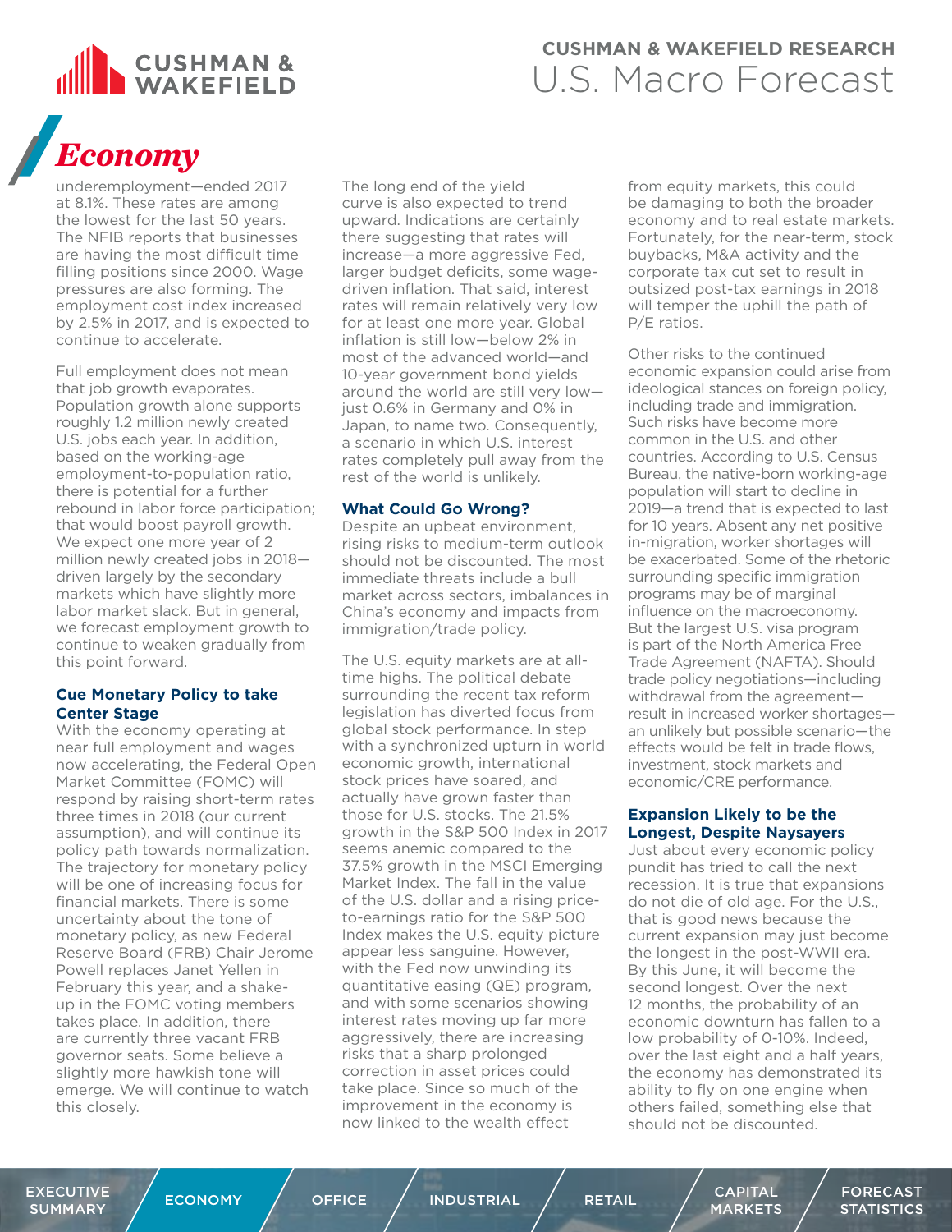# Economy

underemployment—ended 2017 at 8.1%. These rates are among the lowest for the last 50 years. The NFIB reports that businesses are having the most difficult time filling positions since 2000. Wage pressures are also forming. The employment cost index increased by 2.5% in 2017, and is expected to continue to accelerate.

Full employment does not mean that job growth evaporates. Population growth alone supports roughly 1.2 million newly created U.S. jobs each year. In addition, based on the working-age employment-to-population ratio, there is potential for a further rebound in labor force participation; that would boost payroll growth. We expect one more year of 2 million newly created jobs in 2018—driven largely by the secondary markets which have slightly more labor market slack. But in general, we forecast employment growth to continue to weaken gradually from this point forward.

### Cue Monetary Policy to take Center Stage

With the economy operating at near full employment and wages now accelerating, the Federal Open Market Committee (FOMC) will respond by raising short-term rates three times in 2018 (our current assumption), and will continue its policy path towards normalization. The trajectory for monetary policy will be one of increasing focus for financial markets. There is some uncertainty about the tone of monetary policy, as new Federal Reserve Board (FRB) Chair Jerome Powell replaces Janet Yellen in February this year, and a shake-up in the FOMC voting members takes place. In addition, there are currently three vacant FRB governor seats. Some believe a slightly more hawkish tone will emerge. We will continue to watch this closely.

The long end of the yield curve is also expected to trend upward. Indications are certainly there suggesting that rates will increase—a more aggressive Fed, larger budget deficits, some wage-driven inflation. That said, interest rates will remain relatively very low for at least one more year. Global inflation is still low—below 2% in most of the advanced world—and 10-year government bond yields around the world are still very low—just 0.6% in Germany and 0% in Japan, to name two. Consequently, a scenario in which U.S. interest rates completely pull away from the rest of the world is unlikely.

### What Could Go Wrong?

Despite an upbeat environment, rising risks to medium-term outlook should not be discounted. The most immediate threats include a bull market across sectors, imbalances in China's economy and impacts from immigration/trade policy.

The U.S. equity markets are at all-time highs. The political debate surrounding the recent tax reform legislation has diverted focus from global stock performance. In step with a synchronized upturn in world economic growth, international stock prices have soared, and actually have grown faster than those for U.S. stocks. The 21.5% growth in the S&P 500 Index in 2017 seems anemic compared to the 37.5% growth in the MSCI Emerging Market Index. The fall in the value of the U.S. dollar and a rising price-to-earnings ratio for the S&P 500 Index makes the U.S. equity picture appear less sanguine. However, with the Fed now unwinding its quantitative easing (QE) program, and with some scenarios showing interest rates moving up far more aggressively, there are increasing risks that a sharp prolonged correction in asset prices could take place. Since so much of the improvement in the economy is now linked to the wealth effect from equity markets, this could be damaging to both the broader economy and to real estate markets. Fortunately, for the near-term, stock buybacks, M&A activity and the corporate tax cut set to result in outsized post-tax earnings in 2018 will temper the uphill the path of P/E ratios.

Other risks to the continued economic expansion could arise from ideological stances on foreign policy, including trade and immigration. Such risks have become more common in the U.S. and other countries. According to U.S. Census Bureau, the native-born working-age population will start to decline in 2019—a trend that is expected to last for 10 years. Absent any net positive in-migration, worker shortages will be exacerbated. Some of the rhetoric surrounding specific immigration programs may be of marginal influence on the macroeconomy. But the largest U.S. visa program is part of the North America Free Trade Agreement (NAFTA). Should trade policy negotiations—including withdrawal from the agreement—result in increased worker shortages—an unlikely but possible scenario—the effects would be felt in trade flows, investment, stock markets and economic/CRE performance.

### Expansion Likely to be the Longest, Despite Naysayers

Just about every economic policy pundit has tried to call the next recession. It is true that expansions do not die of old age. For the U.S., that is good news because the current expansion may just become the longest in the post-WWII era. By this June, it will become the second longest. Over the next 12 months, the probability of an economic downturn has fallen to a low probability of 0-10%. Indeed, over the last eight and a half years, the economy has demonstrated its ability to fly on one engine when others failed, something else that should not be discounted.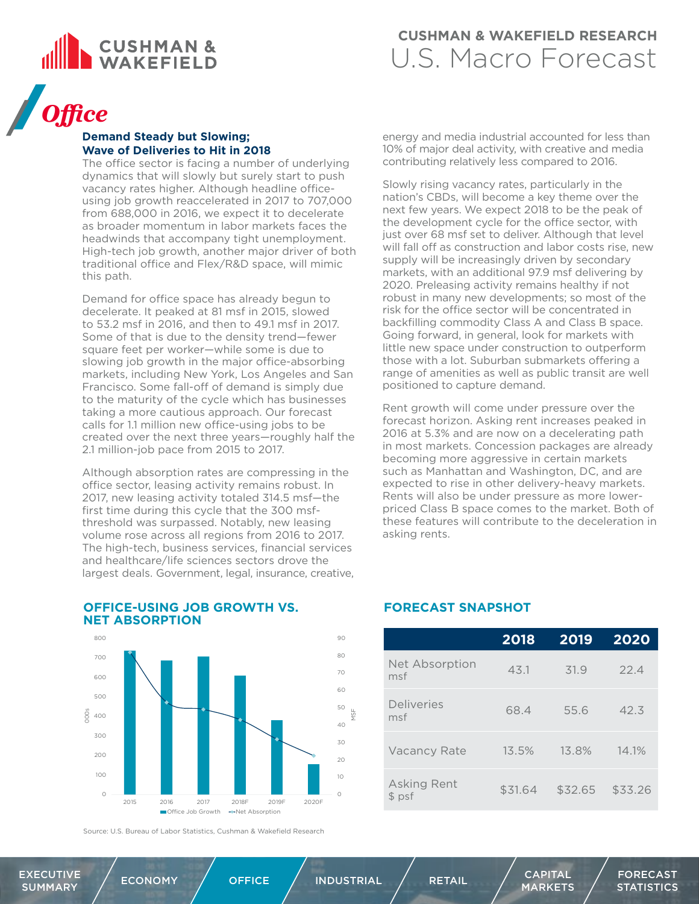# Office

## Demand Steady but Slowing; Wave of Deliveries to Hit in 2018

The office sector is facing a number of underlying dynamics that will slowly but surely start to push vacancy rates higher. Although headline office-using job growth reaccelerated in 2017 to 707,000 from 688,000 in 2016, we expect it to decelerate as broader momentum in labor markets faces the headwinds that accompany tight unemployment. High-tech job growth, another major driver of both traditional office and Flex/R&D space, will mimic this path.

Demand for office space has already begun to decelerate. It peaked at 81 msf in 2015, slowed to 53.2 msf in 2016, and then to 49.1 msf in 2017. Some of that is due to the density trend—fewer square feet per worker—while some is due to slowing job growth in the major office-absorbing markets, including New York, Los Angeles and San Francisco. Some fall-off of demand is simply due to the maturity of the cycle which has businesses taking a more cautious approach. Our forecast calls for 1.1 million new office-using jobs to be created over the next three years—roughly half the 2.1 million-job pace from 2015 to 2017.

Although absorption rates are compressing in the office sector, leasing activity remains robust. In 2017, new leasing activity totaled 314.5 msf—the first time during this cycle that the 300 msf-threshold was surpassed. Notably, new leasing volume rose across all regions from 2016 to 2017. The high-tech, business services, financial services and healthcare/life sciences sectors drove the largest deals. Government, legal, insurance, creative, energy and media industrial accounted for less than 10% of major deal activity, with creative and media contributing relatively less compared to 2016.

Slowly rising vacancy rates, particularly in the nation's CBDs, will become a key theme over the next few years. We expect 2018 to be the peak of the development cycle for the office sector, with just over 68 msf set to deliver. Although that level will fall off as construction and labor costs rise, new supply will be increasingly driven by secondary markets, with an additional 97.9 msf delivering by 2020. Preleasing activity remains healthy if not robust in many new developments; so most of the risk for the office sector will be concentrated in backfilling commodity Class A and Class B space. Going forward, in general, look for markets with little new space under construction to outperform those with a lot. Suburban submarkets offering a range of amenities as well as public transit are well positioned to capture demand.

Rent growth will come under pressure over the forecast horizon. Asking rent increases peaked in 2016 at 5.3% and are now on a decelerating path in most markets. Concession packages are already becoming more aggressive in certain markets such as Manhattan and Washington, DC, and are expected to rise in other delivery-heavy markets. Rents will also be under pressure as more lower-priced Class B space comes to the market. Both of these features will contribute to the deceleration in asking rents.

### OFFICE-USING JOB GROWTH VS. NET ABSORPTION

Source: U.S. Bureau of Labor Statistics, Cushman & Wakefield Research

### FORECAST SNAPSHOT

| | 2018 | 2019 | 2020 |
|---|---|---|---|
| Net Absorption msf | 43.1 | 31.9 | 22.4 |
| Deliveries msf | 68.4 | 55.6 | 42.3 |
| Vacancy Rate | 13.5% | 13.8% | 14.1% |
| Asking Rent $ psf | $31.64 | $32.65 | $33.26 |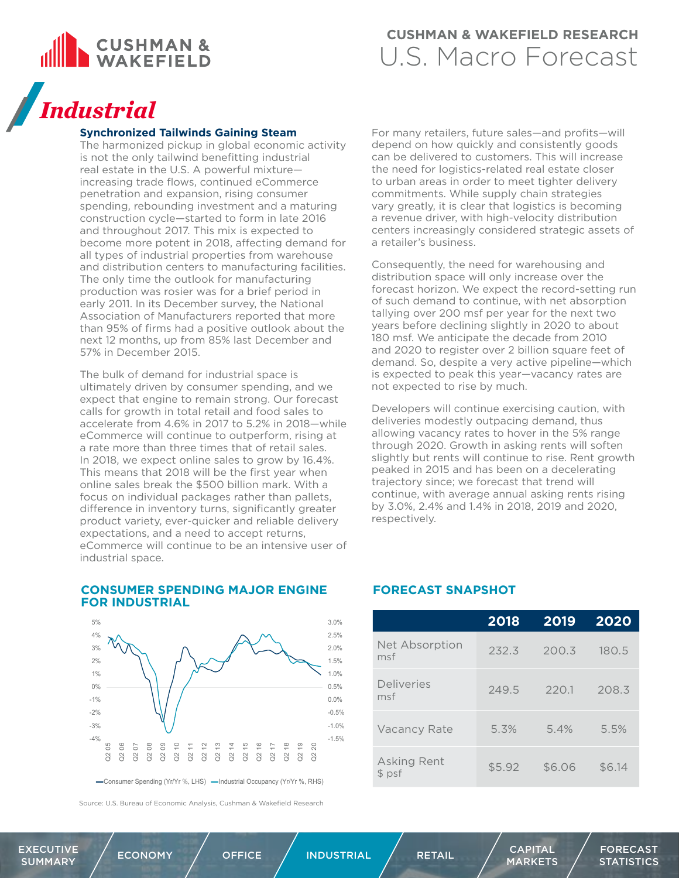# Industrial

### Synchronized Tailwinds Gaining Steam

The harmonized pickup in global economic activity is not the only tailwind benefitting industrial real estate in the U.S. A powerful mixture—increasing trade flows, continued eCommerce penetration and expansion, rising consumer spending, rebounding investment and a maturing construction cycle—started to form in late 2016 and throughout 2017. This mix is expected to become more potent in 2018, affecting demand for all types of industrial properties from warehouse and distribution centers to manufacturing facilities. The only time the outlook for manufacturing production was rosier was for a brief period in early 2011. In its December survey, the National Association of Manufacturers reported that more than 95% of firms had a positive outlook about the next 12 months, up from 85% last December and 57% in December 2015.

The bulk of demand for industrial space is ultimately driven by consumer spending, and we expect that engine to remain strong. Our forecast calls for growth in total retail and food sales to accelerate from 4.6% in 2017 to 5.2% in 2018—while eCommerce will continue to outperform, rising at a rate more than three times that of retail sales. In 2018, we expect online sales to grow by 16.4%. This means that 2018 will be the first year when online sales break the $500 billion mark. With a focus on individual packages rather than pallets, difference in inventory turns, significantly greater product variety, ever-quicker and reliable delivery expectations, and a need to accept returns, eCommerce will continue to be an intensive user of industrial space.

For many retailers, future sales—and profits—will depend on how quickly and consistently goods can be delivered to customers. This will increase the need for logistics-related real estate closer to urban areas in order to meet tighter delivery commitments. While supply chain strategies vary greatly, it is clear that logistics is becoming a revenue driver, with high-velocity distribution centers increasingly considered strategic assets of a retailer's business.

Consequently, the need for warehousing and distribution space will only increase over the forecast horizon. We expect the record-setting run of such demand to continue, with net absorption tallying over 200 msf per year for the next two years before declining slightly in 2020 to about 180 msf. We anticipate the decade from 2010 and 2020 to register over 2 billion square feet of demand. So, despite a very active pipeline—which is expected to peak this year—vacancy rates are not expected to rise by much.

Developers will continue exercising caution, with deliveries modestly outpacing demand, thus allowing vacancy rates to hover in the 5% range through 2020. Growth in asking rents will soften slightly but rents will continue to rise. Rent growth peaked in 2015 and has been on a decelerating trajectory since; we forecast that trend will continue, with average annual asking rents rising by 3.0%, 2.4% and 1.4% in 2018, 2019 and 2020, respectively.

### CONSUMER SPENDING MAJOR ENGINE FOR INDUSTRIAL

—Consumer Spending (Yr/Yr %, LHS) —Industrial Occupancy (Yr/Yr %, RHS)

Source: U.S. Bureau of Economic Analysis, Cushman & Wakefield Research

### FORECAST SNAPSHOT

| | 2018 | 2019 | 2020 |
|---|---|---|---|
| Net Absorption msf | 232.3 | 200.3 | 180.5 |
| Deliveries msf | 249.5 | 220.1 | 208.3 |
| Vacancy Rate | 5.3% | 5.4% | 5.5% |
| Asking Rent $ psf | $5.92 | $6.06 | $6.14 |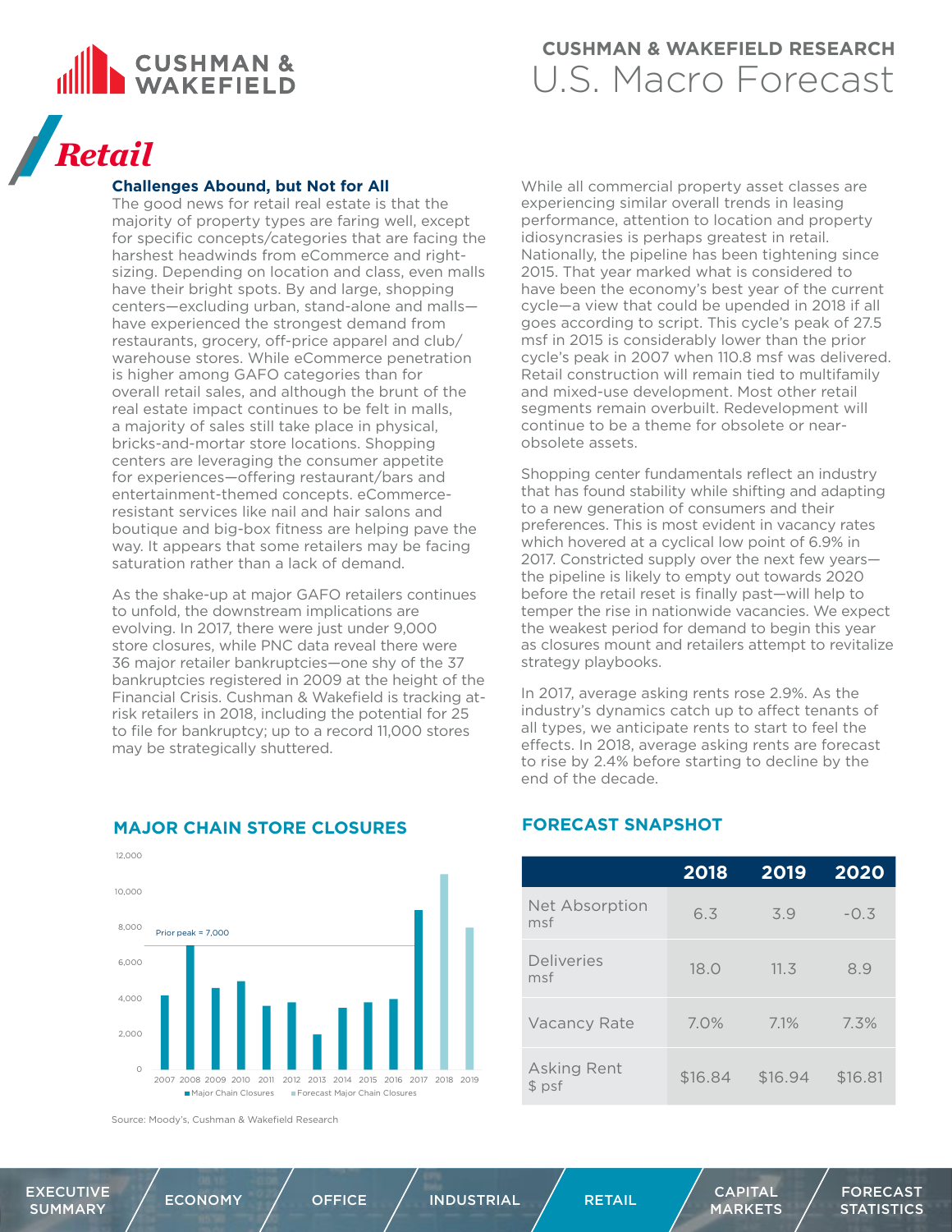# Retail

### Challenges Abound, but Not for All

The good news for retail real estate is that the majority of property types are faring well, except for specific concepts/categories that are facing the harshest headwinds from eCommerce and right-sizing. Depending on location and class, even malls have their bright spots. By and large, shopping centers—excluding urban, stand-alone and malls—have experienced the strongest demand from restaurants, grocery, off-price apparel and club/warehouse stores. While eCommerce penetration is higher among GAFO categories than for overall retail sales, and although the brunt of the real estate impact continues to be felt in malls, a majority of sales still take place in physical, bricks-and-mortar store locations. Shopping centers are leveraging the consumer appetite for experiences—offering restaurant/bars and entertainment-themed concepts. eCommerce-resistant services like nail and hair salons and boutique and big-box fitness are helping pave the way. It appears that some retailers may be facing saturation rather than a lack of demand.

As the shake-up at major GAFO retailers continues to unfold, the downstream implications are evolving. In 2017, there were just under 9,000 store closures, while PNC data reveal there were 36 major retailer bankruptcies—one shy of the 37 bankruptcies registered in 2009 at the height of the Financial Crisis. Cushman & Wakefield is tracking at-risk retailers in 2018, including the potential for 25 to file for bankruptcy; up to a record 11,000 stores may be strategically shuttered.

While all commercial property asset classes are experiencing similar overall trends in leasing performance, attention to location and property idiosyncrasies is perhaps greatest in retail. Nationally, the pipeline has been tightening since 2015. That year marked what is considered to have been the economy's best year of the current cycle—a view that could be upended in 2018 if all goes according to script. This cycle's peak of 27.5 msf in 2015 is considerably lower than the prior cycle's peak in 2007 when 110.8 msf was delivered. Retail construction will remain tied to multifamily and mixed-use development. Most other retail segments remain overbuilt. Redevelopment will continue to be a theme for obsolete or near-obsolete assets.

Shopping center fundamentals reflect an industry that has found stability while shifting and adapting to a new generation of consumers and their preferences. This is most evident in vacancy rates which hovered at a cyclical low point of 6.9% in 2017. Constricted supply over the next few years—the pipeline is likely to empty out towards 2020 before the retail reset is finally past—will help to temper the rise in nationwide vacancies. We expect the weakest period for demand to begin this year as closures mount and retailers attempt to revitalize strategy playbooks.

In 2017, average asking rents rose 2.9%. As the industry's dynamics catch up to affect tenants of all types, we anticipate rents to start to feel the effects. In 2018, average asking rents are forecast to rise by 2.4% before starting to decline by the end of the decade.

### MAJOR CHAIN STORE CLOSURES

| Year | Major Chain Closures | Forecast Major Chain Closures |
|---|---|---|
| 2007 | ~4,200 | |
| 2008 | ~7,000 | |
| 2009 | ~4,600 | |
| 2010 | ~5,000 | |
| 2011 | ~3,600 | |
| 2012 | ~3,800 | |
| 2013 | ~2,000 | |
| 2014 | ~3,500 | |
| 2015 | ~3,800 | |
| 2016 | ~4,000 | |
| 2017 | ~9,000 | |
| 2018 | | ~11,000 |
| 2019 | | ~8,000 |

Prior peak = 7,000

Source: Moody's, Cushman & Wakefield Research

### FORECAST SNAPSHOT

| | 2018 | 2019 | 2020 |
|---|---|---|---|
| Net Absorption msf | 6.3 | 3.9 | -0.3 |
| Deliveries msf | 18.0 | 11.3 | 8.9 |
| Vacancy Rate | 7.0% | 7.1% | 7.3% |
| Asking Rent $ psf | $16.84 | $16.94 | $16.81 |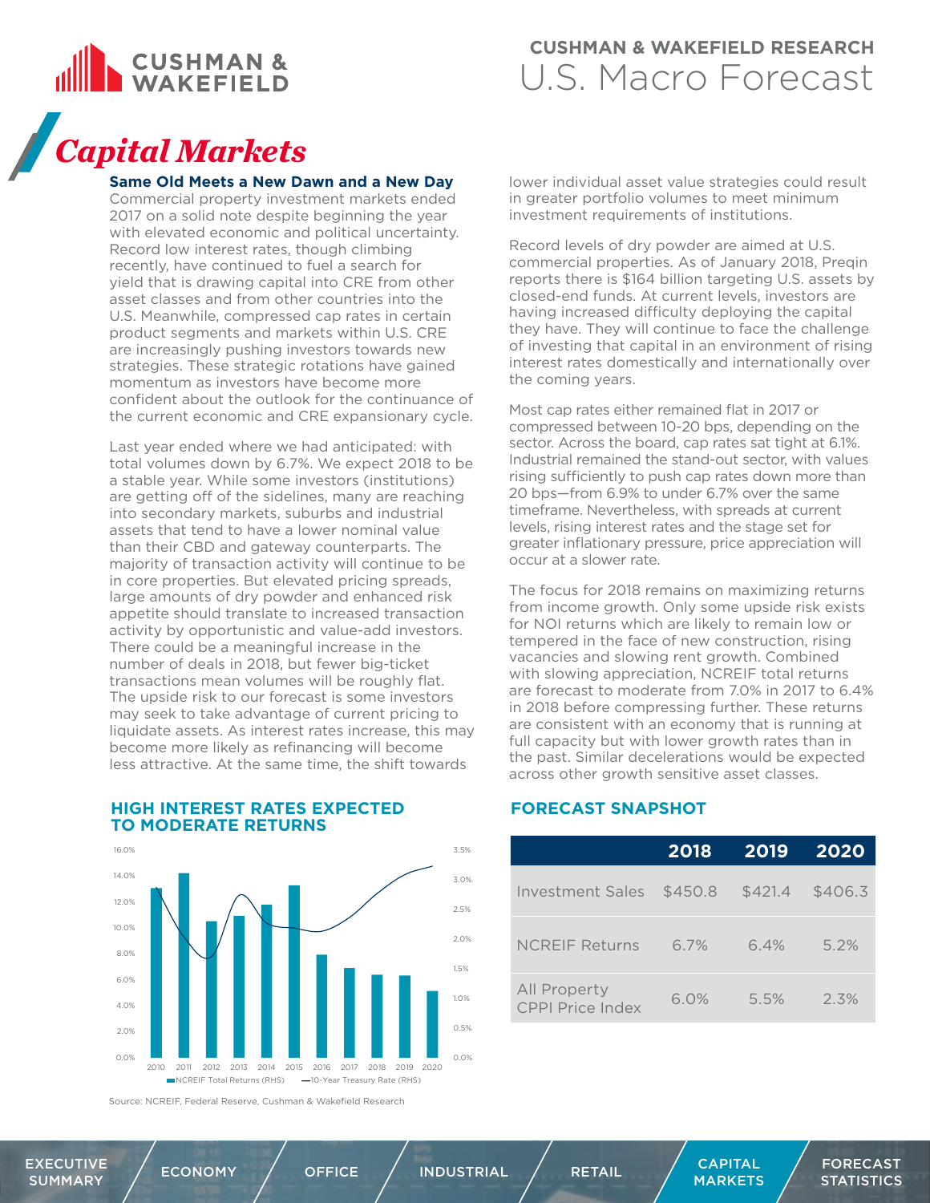## Capital Markets

### Same Old Meets a New Dawn and a New Day

Commercial property investment markets ended 2017 on a solid note despite beginning the year with elevated economic and political uncertainty. Record low interest rates, though climbing recently, have continued to fuel a search for yield that is drawing capital into CRE from other asset classes and from other countries into the U.S. Meanwhile, compressed cap rates in certain product segments and markets within U.S. CRE are increasingly pushing investors towards new strategies. These strategic rotations have gained momentum as investors have become more confident about the outlook for the continuance of the current economic and CRE expansionary cycle.

Last year ended where we had anticipated: with total volumes down by 6.7%. We expect 2018 to be a stable year. While some investors (institutions) are getting off of the sidelines, many are reaching into secondary markets, suburbs and industrial assets that tend to have a lower nominal value than their CBD and gateway counterparts. The majority of transaction activity will continue to be in core properties. But elevated pricing spreads, large amounts of dry powder and enhanced risk appetite should translate to increased transaction activity by opportunistic and value-add investors. There could be a meaningful increase in the number of deals in 2018, but fewer big-ticket transactions mean volumes will be roughly flat. The upside risk to our forecast is some investors may seek to take advantage of current pricing to liquidate assets. As interest rates increase, this may become more likely as refinancing will become less attractive. At the same time, the shift towards lower individual asset value strategies could result in greater portfolio volumes to meet minimum investment requirements of institutions.

Record levels of dry powder are aimed at U.S. commercial properties. As of January 2018, Preqin reports there is $164 billion targeting U.S. assets by closed-end funds. At current levels, investors are having increased difficulty deploying the capital they have. They will continue to face the challenge of investing that capital in an environment of rising interest rates domestically and internationally over the coming years.

Most cap rates either remained flat in 2017 or compressed between 10-20 bps, depending on the sector. Across the board, cap rates sat tight at 6.1%. Industrial remained the stand-out sector, with values rising sufficiently to push cap rates down more than 20 bps—from 6.9% to under 6.7% over the same timeframe. Nevertheless, with spreads at current levels, rising interest rates and the stage set for greater inflationary pressure, price appreciation will occur at a slower rate.

The focus for 2018 remains on maximizing returns from income growth. Only some upside risk exists for NOI returns which are likely to remain low or tempered in the face of new construction, rising vacancies and slowing rent growth. Combined with slowing appreciation, NCREIF total returns are forecast to moderate from 7.0% in 2017 to 6.4% in 2018 before compressing further. These returns are consistent with an economy that is running at full capacity but with lower growth rates than in the past. Similar decelerations would be expected across other growth sensitive asset classes.

### HIGH INTEREST RATES EXPECTED TO MODERATE RETURNS

Chart: NCREIF Total Returns (RHS) bars and 10-Year Treasury Rate (RHS) line, 2010–2020. Left axis 0.0%–16.0%; right axis 0.0%–3.5%.

Source: NCREIF, Federal Reserve, Cushman & Wakefield Research

### FORECAST SNAPSHOT

| | 2018 | 2019 | 2020 |
|---|---|---|---|
| Investment Sales | $450.8 | $421.4 | $406.3 |
| NCREIF Returns | 6.7% | 6.4% | 5.2% |
| All Property CPPI Price Index | 6.0% | 5.5% | 2.3% |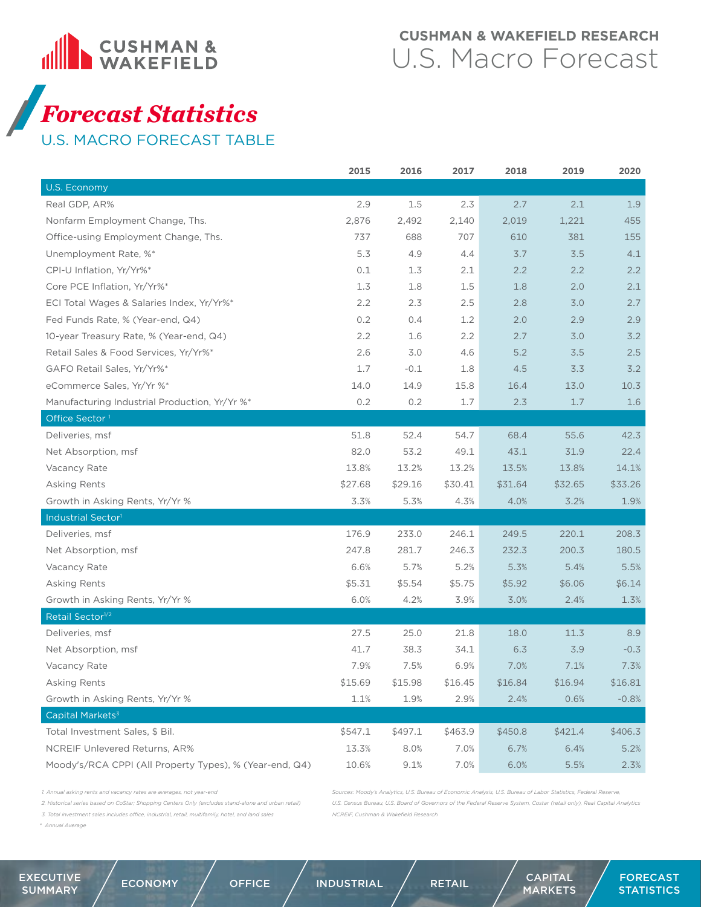# Forecast Statistics

## U.S. MACRO FORECAST TABLE

| | 2015 | 2016 | 2017 | 2018 | 2019 | 2020 |
|---|---|---|---|---|---|---|
| **U.S. Economy** | | | | | | |
| Real GDP, AR% | 2.9 | 1.5 | 2.3 | 2.7 | 2.1 | 1.9 |
| Nonfarm Employment Change, Ths. | 2,876 | 2,492 | 2,140 | 2,019 | 1,221 | 455 |
| Office-using Employment Change, Ths. | 737 | 688 | 707 | 610 | 381 | 155 |
| Unemployment Rate, %* | 5.3 | 4.9 | 4.4 | 3.7 | 3.5 | 4.1 |
| CPI-U Inflation, Yr/Yr%* | 0.1 | 1.3 | 2.1 | 2.2 | 2.2 | 2.2 |
| Core PCE Inflation, Yr/Yr%* | 1.3 | 1.8 | 1.5 | 1.8 | 2.0 | 2.1 |
| ECI Total Wages & Salaries Index, Yr/Yr%* | 2.2 | 2.3 | 2.5 | 2.8 | 3.0 | 2.7 |
| Fed Funds Rate, % (Year-end, Q4) | 0.2 | 0.4 | 1.2 | 2.0 | 2.9 | 2.9 |
| 10-year Treasury Rate, % (Year-end, Q4) | 2.2 | 1.6 | 2.2 | 2.7 | 3.0 | 3.2 |
| Retail Sales & Food Services, Yr/Yr%* | 2.6 | 3.0 | 4.6 | 5.2 | 3.5 | 2.5 |
| GAFO Retail Sales, Yr/Yr%* | 1.7 | -0.1 | 1.8 | 4.5 | 3.3 | 3.2 |
| eCommerce Sales, Yr/Yr %* | 14.0 | 14.9 | 15.8 | 16.4 | 13.0 | 10.3 |
| Manufacturing Industrial Production, Yr/Yr %* | 0.2 | 0.2 | 1.7 | 2.3 | 1.7 | 1.6 |
| **Office Sector [1]** | | | | | | |
| Deliveries, msf | 51.8 | 52.4 | 54.7 | 68.4 | 55.6 | 42.3 |
| Net Absorption, msf | 82.0 | 53.2 | 49.1 | 43.1 | 31.9 | 22.4 |
| Vacancy Rate | 13.8% | 13.2% | 13.2% | 13.5% | 13.8% | 14.1% |
| Asking Rents | $27.68 | $29.16 | $30.41 | $31.64 | $32.65 | $33.26 |
| Growth in Asking Rents, Yr/Yr % | 3.3% | 5.3% | 4.3% | 4.0% | 3.2% | 1.9% |
| **Industrial Sector [1]** | | | | | | |
| Deliveries, msf | 176.9 | 233.0 | 246.1 | 249.5 | 220.1 | 208.3 |
| Net Absorption, msf | 247.8 | 281.7 | 246.3 | 232.3 | 200.3 | 180.5 |
| Vacancy Rate | 6.6% | 5.7% | 5.2% | 5.3% | 5.4% | 5.5% |
| Asking Rents | $5.31 | $5.54 | $5.75 | $5.92 | $6.06 | $6.14 |
| Growth in Asking Rents, Yr/Yr % | 6.0% | 4.2% | 3.9% | 3.0% | 2.4% | 1.3% |
| **Retail Sector [1/2]** | | | | | | |
| Deliveries, msf | 27.5 | 25.0 | 21.8 | 18.0 | 11.3 | 8.9 |
| Net Absorption, msf | 41.7 | 38.3 | 34.1 | 6.3 | 3.9 | -0.3 |
| Vacancy Rate | 7.9% | 7.5% | 6.9% | 7.0% | 7.1% | 7.3% |
| Asking Rents | $15.69 | $15.98 | $16.45 | $16.84 | $16.94 | $16.81 |
| Growth in Asking Rents, Yr/Yr % | 1.1% | 1.9% | 2.9% | 2.4% | 0.6% | -0.8% |
| **Capital Markets [3]** | | | | | | |
| Total Investment Sales, $ Bil. | $547.1 | $497.1 | $463.9 | $450.8 | $421.4 | $406.3 |
| NCREIF Unlevered Returns, AR% | 13.3% | 8.0% | 7.0% | 6.7% | 6.4% | 5.2% |
| Moody's/RCA CPPI (All Property Types), % (Year-end, Q4) | 10.6% | 9.1% | 7.0% | 6.0% | 5.5% | 2.3% |

*1. Annual asking rents and vacancy rates are averages, not year-end*
*2. Historical series based on CoStar; Shopping Centers Only (excludes stand-alone and urban retail)*
*3. Total investment sales includes office, industrial, retail, multifamily, hotel, and land sales*
*\* Annual Average*

*Sources: Moody's Analytics, U.S. Bureau of Economic Analysis, U.S. Bureau of Labor Statistics, Federal Reserve, U.S. Census Bureau, U.S. Board of Governors of the Federal Reserve System, Costar (retail only), Real Capital Analytics NCREIF, Cushman & Wakefield Research*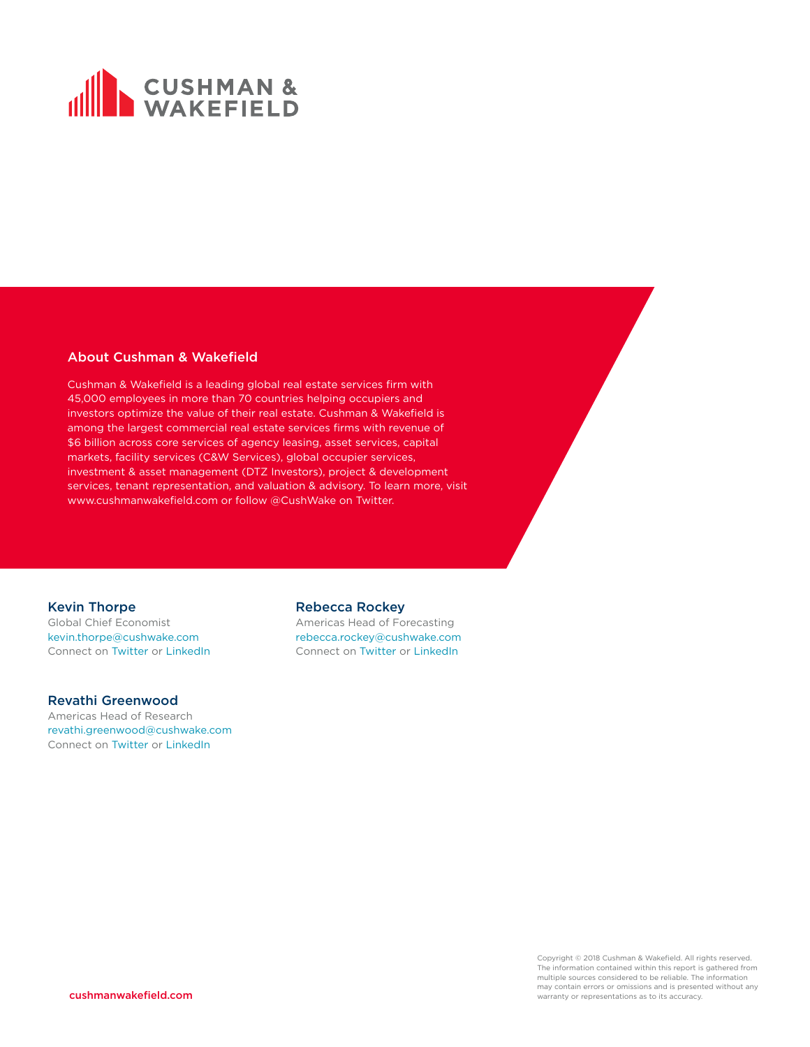CUSHMAN & WAKEFIELD

## About Cushman & Wakefield

Cushman & Wakefield is a leading global real estate services firm with 45,000 employees in more than 70 countries helping occupiers and investors optimize the value of their real estate. Cushman & Wakefield is among the largest commercial real estate services firms with revenue of $6 billion across core services of agency leasing, asset services, capital markets, facility services (C&W Services), global occupier services, investment & asset management (DTZ Investors), project & development services, tenant representation, and valuation & advisory. To learn more, visit www.cushmanwakefield.com or follow @CushWake on Twitter.

**Kevin Thorpe**
Global Chief Economist
kevin.thorpe@cushwake.com
Connect on Twitter or LinkedIn

**Rebecca Rockey**
Americas Head of Forecasting
rebecca.rockey@cushwake.com
Connect on Twitter or LinkedIn

**Revathi Greenwood**
Americas Head of Research
revathi.greenwood@cushwake.com
Connect on Twitter or LinkedIn

cushmanwakefield.com

Copyright © 2018 Cushman & Wakefield. All rights reserved. The information contained within this report is gathered from multiple sources considered to be reliable. The information may contain errors or omissions and is presented without any warranty or representations as to its accuracy.